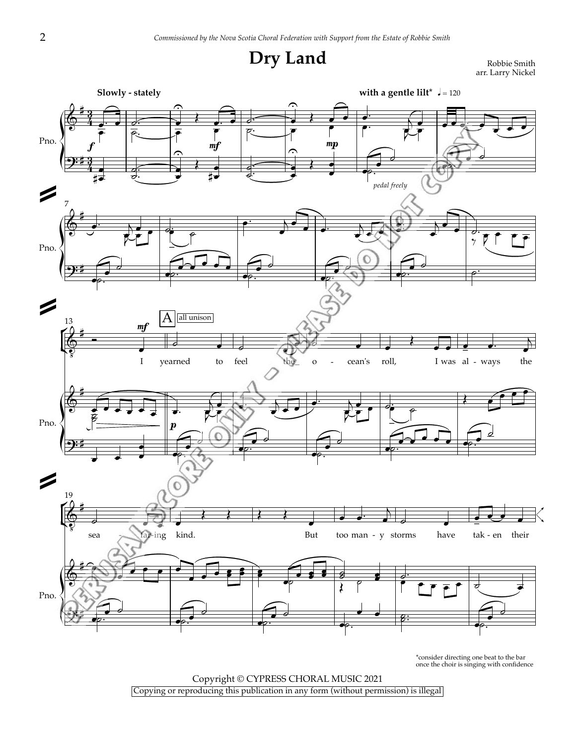*Commissioned by the Nova Scotia Choral Federation with Support from the Estate of Robbie Smith*

# Dry Land

Robbie Smith
arr. Larry Nickel

**Slowly - stately** **with a gentle lilt*** ♩ = 120

*pedal freely*

**A** all unison

I yearned to feel the_ o - cean's roll, I was al - ways the sea - far-ing kind. But too man - y storms have tak - en their

*consider directing one beat to the bar once the choir is singing with confidence

Copyright © CYPRESS CHORAL MUSIC 2021

Copying or reproducing this publication in any form (without permission) is illegal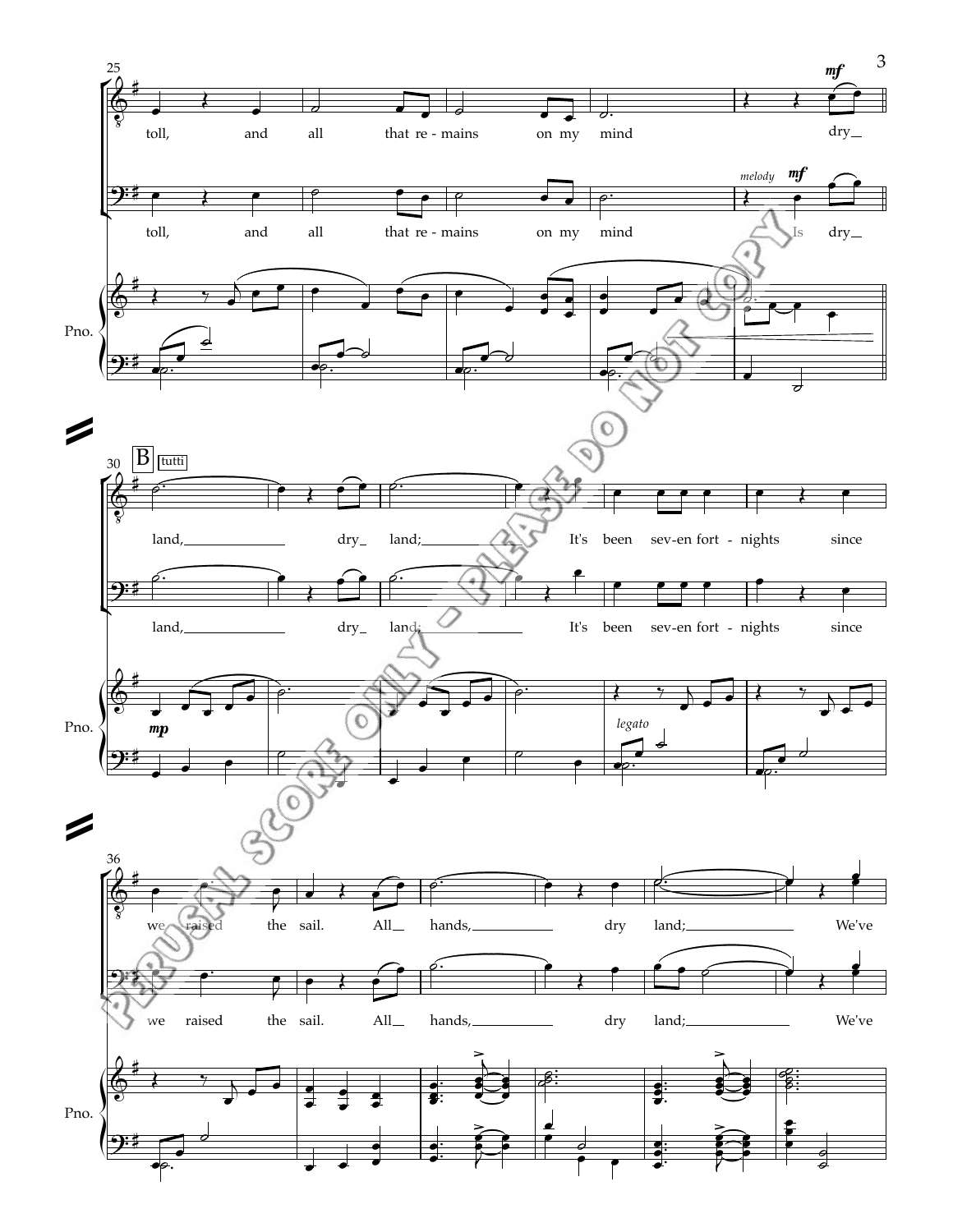25

toll, and all that re - mains on my mind dry

*mf*

toll, and all that re - mains on my mind Is dry

*melody* *mf*

Pno.

30 **B** tutti

land, dry land; It's been sev - en fort - nights since

land, dry land; It's been sev - en fort - nights since

Pno. *mp* *legato*

36

we raised the sail. All hands, dry land; We've

we raised the sail. All hands, dry land; We've

Pno.

PERUSAL SCORE ONLY - PLEASE DO NOT COPY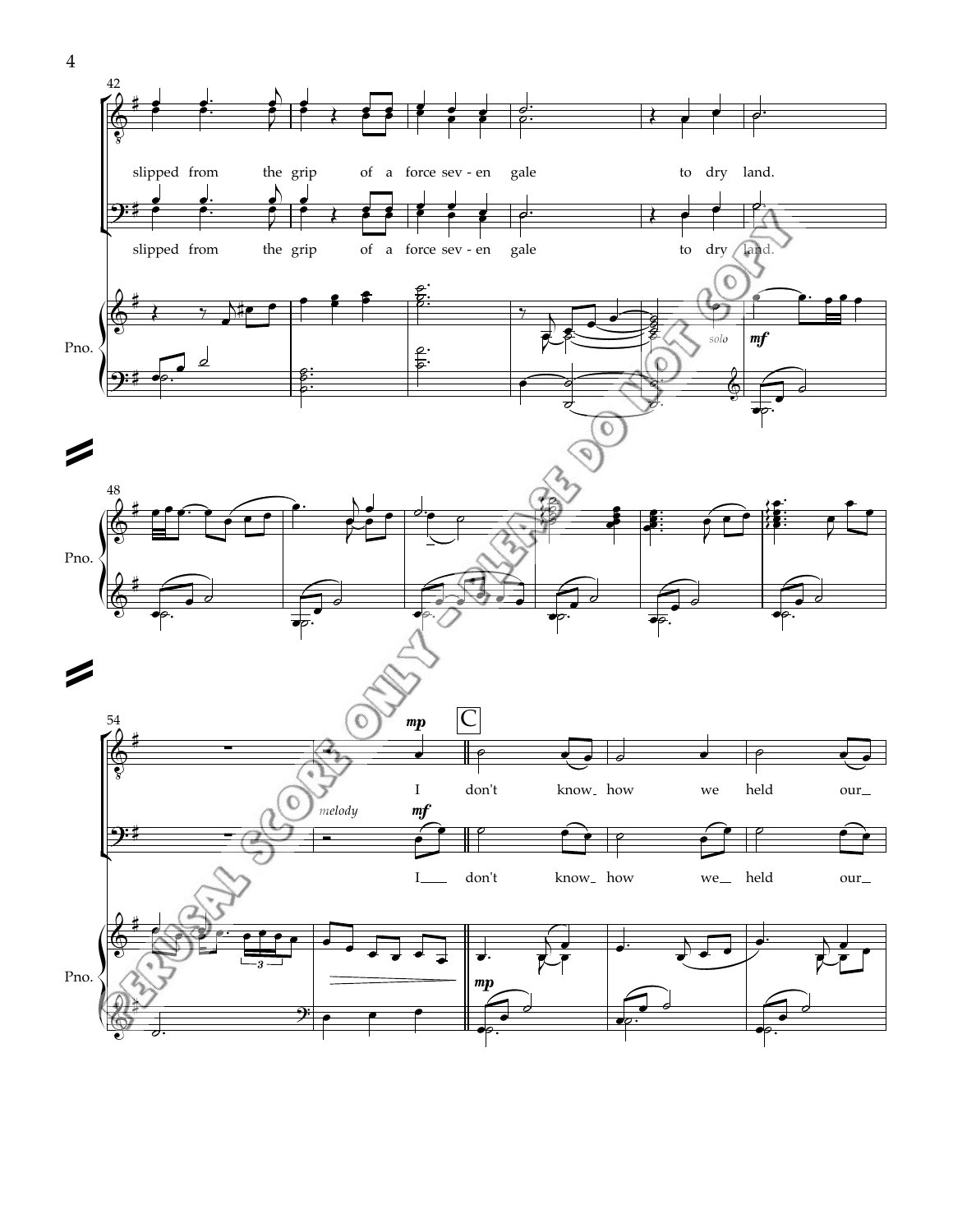slipped from the grip of a force sev - en gale to dry land.

slipped from the grip of a force sev - en gale to dry land.

I don't know how we held our

I don't know how we held our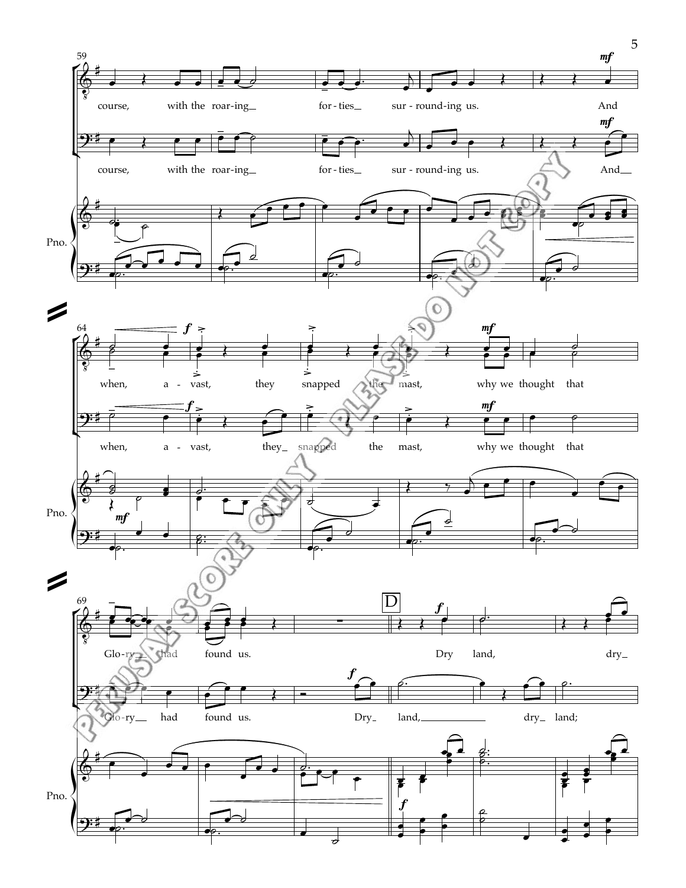course, with the roar-ing forties sur-round-ing us. And

course, with the roar-ing for-ties sur-round-ing us. And

when, a-vast, they snapped the mast, why we thought that

when, a-vast, they snapped the mast, why we thought that

Glo-ry had found us. Dry land, dry

Glo-ry had found us. Dry land, dry land;

D

PERUSAL SCORE ONLY - PLEASE DO NOT COPY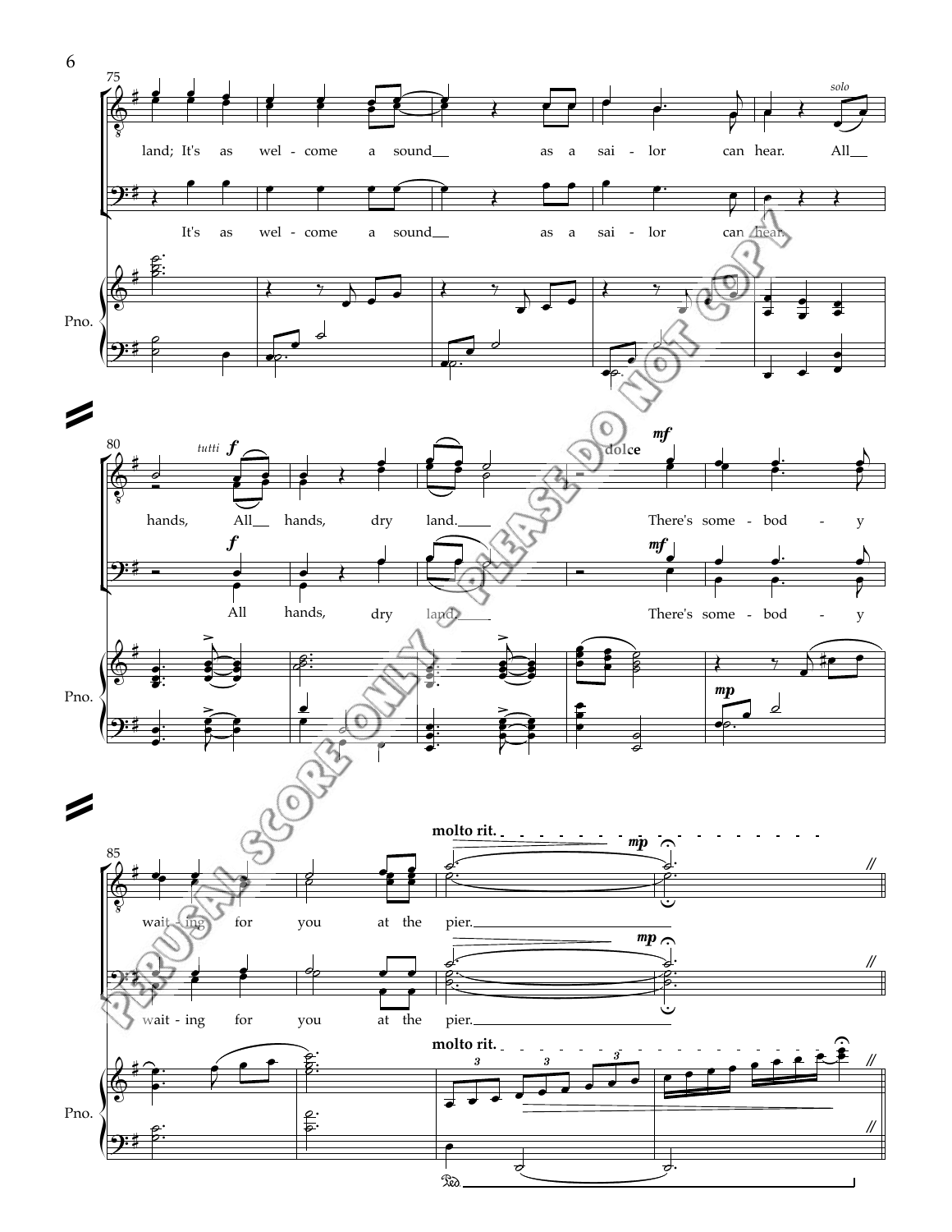75

land; It's as wel - come a sound__ as a sai - lor can hear. All__

It's as wel - come a sound__ as a sai - lor can hear.

Pno.

80

*tutti* **f** *solo*

hands, All__ hands, dry land.____ **dolce** **mf** There's some - bod - y

**f** **mf**

All hands, dry land.____ There's some - bod - y

Pno. **mp**

85

**molto rit.** **mp**

wait - ing for you at the pier.____________

**mp**

wait - ing for you at the pier.____________

**molto rit.**

Pno.

PERUSAL SCORE ONLY - PLEASE DO NOT COPY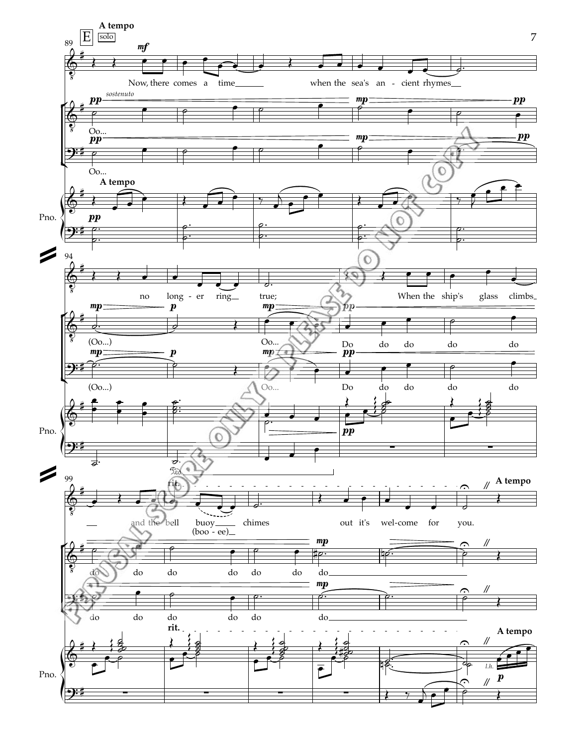**E** A tempo

solo

Now, there comes a time when the sea's an - cient rhymes no long - er ring true; When the ship's glass climbs and the bell buoy (boo - ee) chimes out it's wel - come for you.

Oo... (Oo...) Oo... Do do do do do do do do do do do do

Oo... (Oo...) Oo... Do do do do do do do do do do do do

rit. A tempo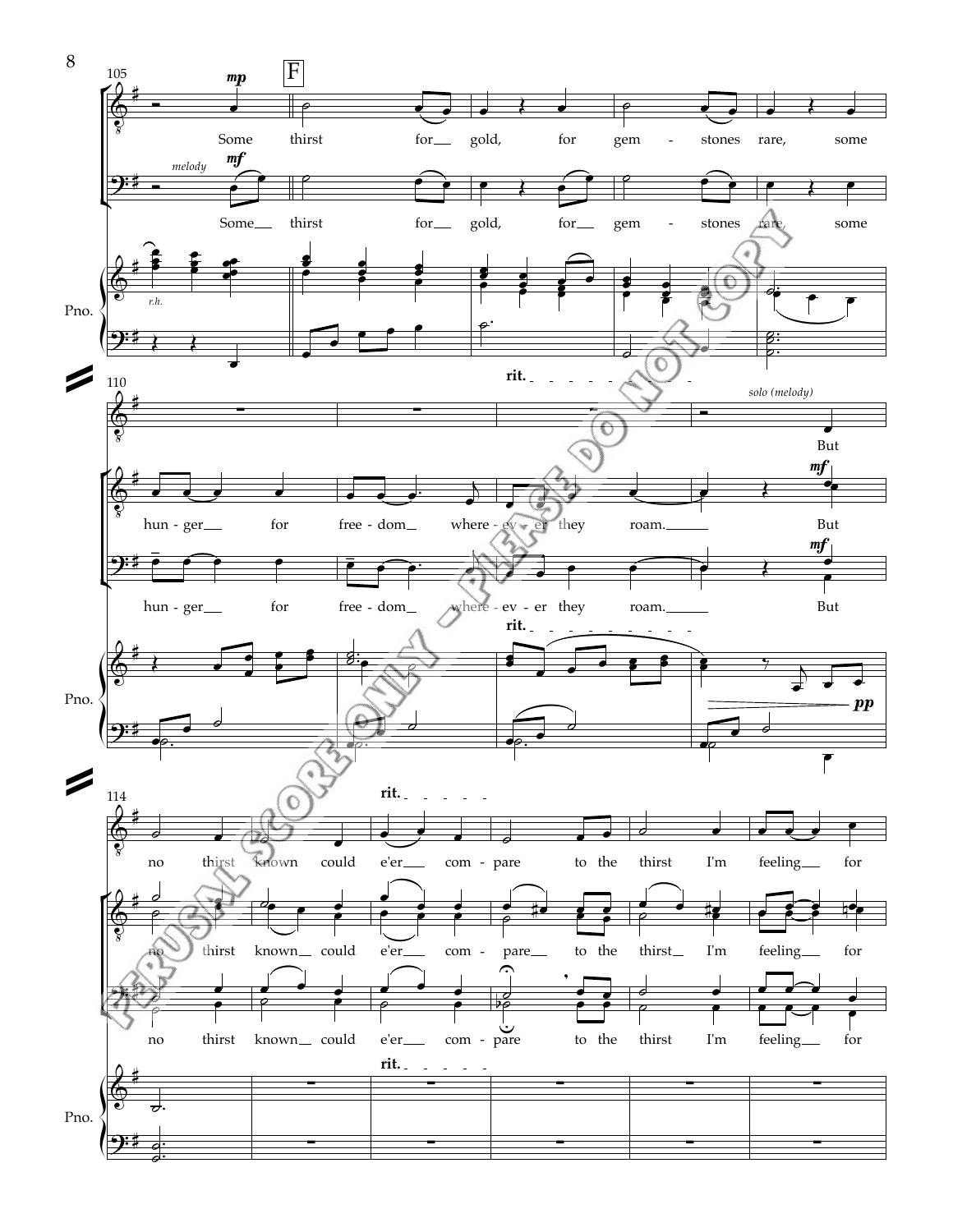105 *mp* **F**

Some thirst for gold, for gem - stones rare, some

*melody* *mf*

Some thirst for gold, for gem - stones rare, some

Pno. *r.h.*

110 **rit.**

*solo (melody)*

But

hun - ger for free - dom where - ev - er they roam. *mf* But

hun - ger for free - dom where - ev - er they roam. *mf* But

**rit.**

Pno. *pp*

114 **rit.**

no thirst known could e'er com - pare to the thirst I'm feeling for

no thirst known could e'er com - pare to the thirst I'm feeling for

no thirst known could e'er com - pare to the thirst I'm feeling for

**rit.**

Pno.

PERUSAL SCORE ONLY – PLEASE DO NOT COPY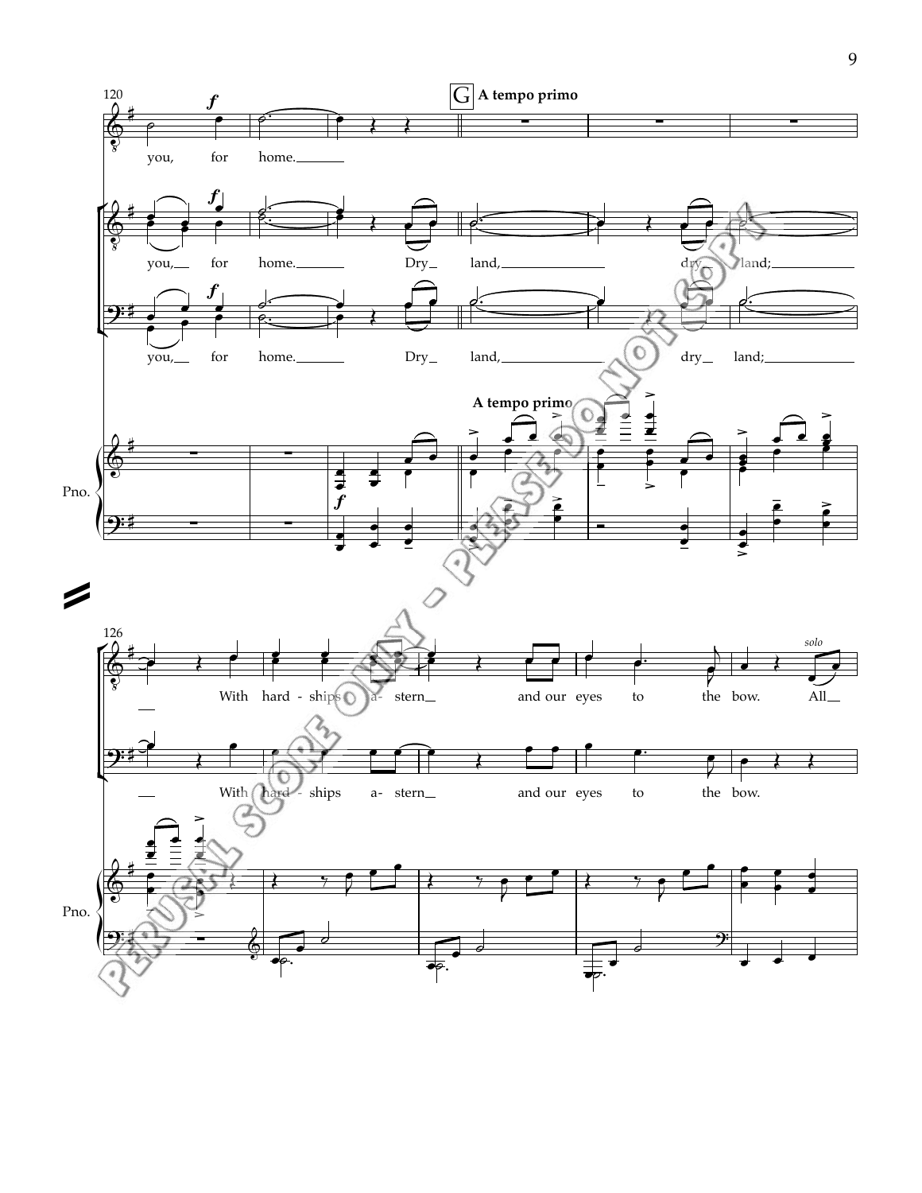**G** **A tempo primo**

you, for home.

you, for home. Dry land, dry land;

you, for home. Dry land, dry land;

**A tempo primo**

Pno.

With hard - ships a - stern and our eyes to the bow. All

*solo*

With hard - ships a- stern and our eyes to the bow.

Pno.

PERUSAL SCORE ONLY - PLEASE DO NOT COPY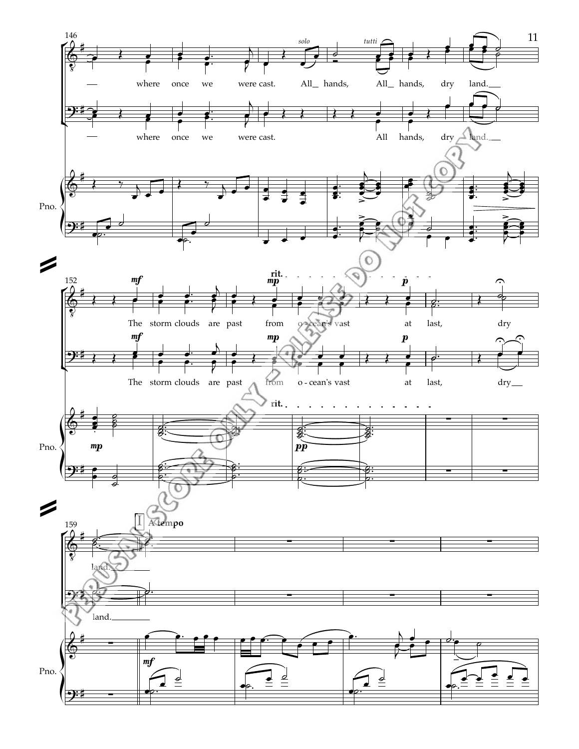146

where once we were cast. All_ hands, All_ hands, dry land.___

where once we were cast. All hands, dry land.___

152

The storm clouds are past from o - cean's vast at last, dry

The storm clouds are past from o - cean's vast at last, dry___

159

I A tempo

land.________

land.________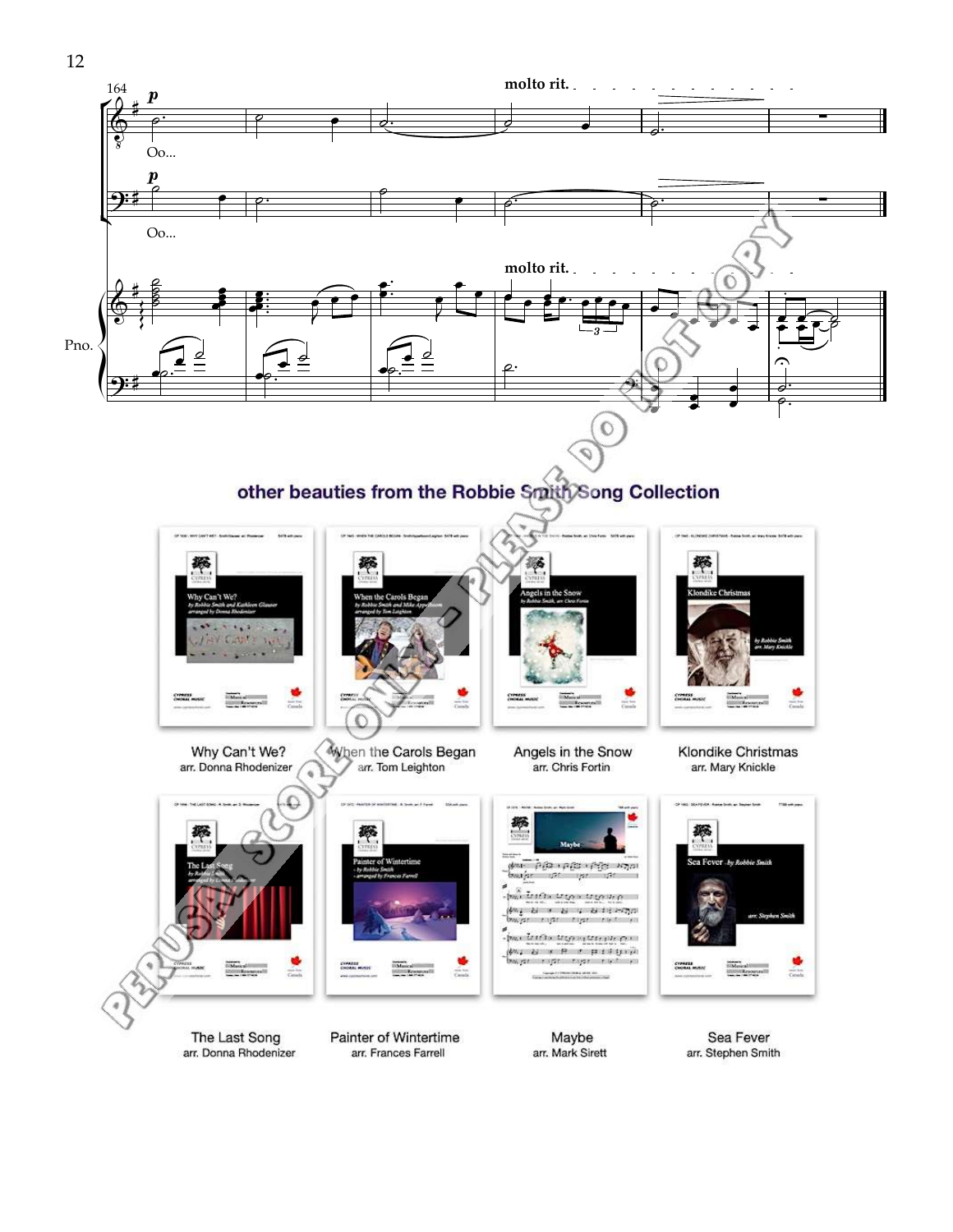## other beauties from the Robbie Smith Song Collection

Why Can't We?
arr. Donna Rhodenizer

When the Carols Began
arr. Tom Leighton

Angels in the Snow
arr. Chris Fortin

Klondike Christmas
arr. Mary Knickle

The Last Song
arr. Donna Rhodenizer

Painter of Wintertime
arr. Frances Farrell

Maybe
arr. Mark Sirett

Sea Fever
arr. Stephen Smith